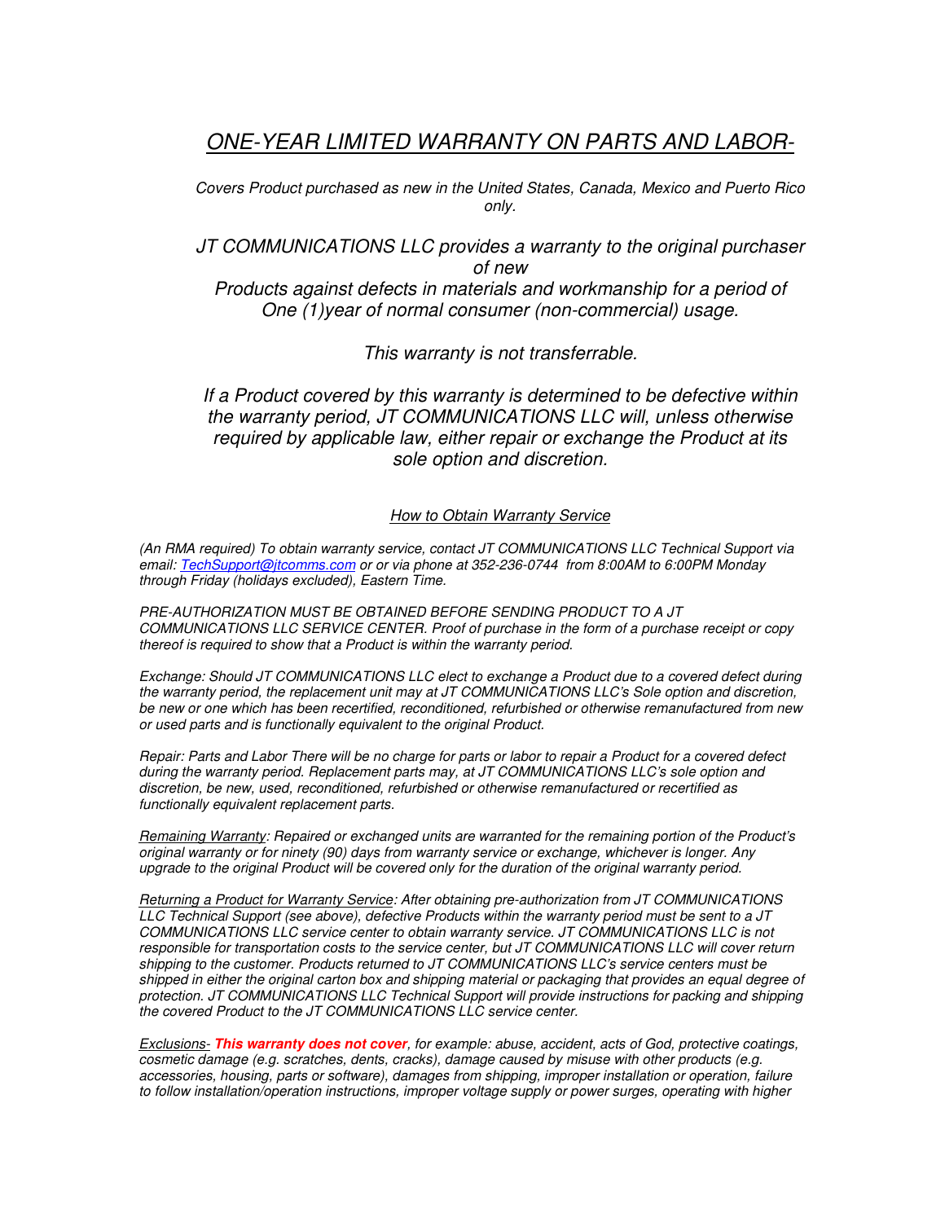# *ONE-YEAR LIMITED WARRANTY ON PARTS AND LABOR-*

*Covers Product purchased as new in the United States, Canada, Mexico and Puerto Rico only.*

*JT COMMUNICATIONS LLC provides a warranty to the original purchaser of new Products against defects in materials and workmanship for a period of One (1)year of normal consumer (non-commercial) usage.*

*This warranty is not transferrable.*

*If a Product covered by this warranty is determined to be defective within the warranty period, JT COMMUNICATIONS LLC will, unless otherwise required by applicable law, either repair or exchange the Product at its sole option and discretion.*

## *How to Obtain Warranty Service*

*(An RMA required) To obtain warranty service, contact JT COMMUNICATIONS LLC Technical Support via email: TechSupport@jtcomms.com or or via phone at 352-236-0744 from 8:00AM to 6:00PM Monday through Friday (holidays excluded), Eastern Time.*

*PRE-AUTHORIZATION MUST BE OBTAINED BEFORE SENDING PRODUCT TO A JT COMMUNICATIONS LLC SERVICE CENTER. Proof of purchase in the form of a purchase receipt or copy thereof is required to show that a Product is within the warranty period.*

*Exchange: Should JT COMMUNICATIONS LLC elect to exchange a Product due to a covered defect during the warranty period, the replacement unit may at JT COMMUNICATIONS LLC's Sole option and discretion, be new or one which has been recertified, reconditioned, refurbished or otherwise remanufactured from new or used parts and is functionally equivalent to the original Product.*

*Repair: Parts and Labor There will be no charge for parts or labor to repair a Product for a covered defect during the warranty period. Replacement parts may, at JT COMMUNICATIONS LLC's sole option and discretion, be new, used, reconditioned, refurbished or otherwise remanufactured or recertified as functionally equivalent replacement parts.*

*Remaining Warranty: Repaired or exchanged units are warranted for the remaining portion of the Product's original warranty or for ninety (90) days from warranty service or exchange, whichever is longer. Any upgrade to the original Product will be covered only for the duration of the original warranty period.*

*Returning a Product for Warranty Service: After obtaining pre-authorization from JT COMMUNICATIONS LLC Technical Support (see above), defective Products within the warranty period must be sent to a JT COMMUNICATIONS LLC service center to obtain warranty service. JT COMMUNICATIONS LLC is not responsible for transportation costs to the service center, but JT COMMUNICATIONS LLC will cover return shipping to the customer. Products returned to JT COMMUNICATIONS LLC's service centers must be shipped in either the original carton box and shipping material or packaging that provides an equal degree of protection. JT COMMUNICATIONS LLC Technical Support will provide instructions for packing and shipping the covered Product to the JT COMMUNICATIONS LLC service center.*

*Exclusions-* ***This warranty does not cover****, for example: abuse, accident, acts of God, protective coatings, cosmetic damage (e.g. scratches, dents, cracks), damage caused by misuse with other products (e.g. accessories, housing, parts or software), damages from shipping, improper installation or operation, failure to follow installation/operation instructions, improper voltage supply or power surges, operating with higher*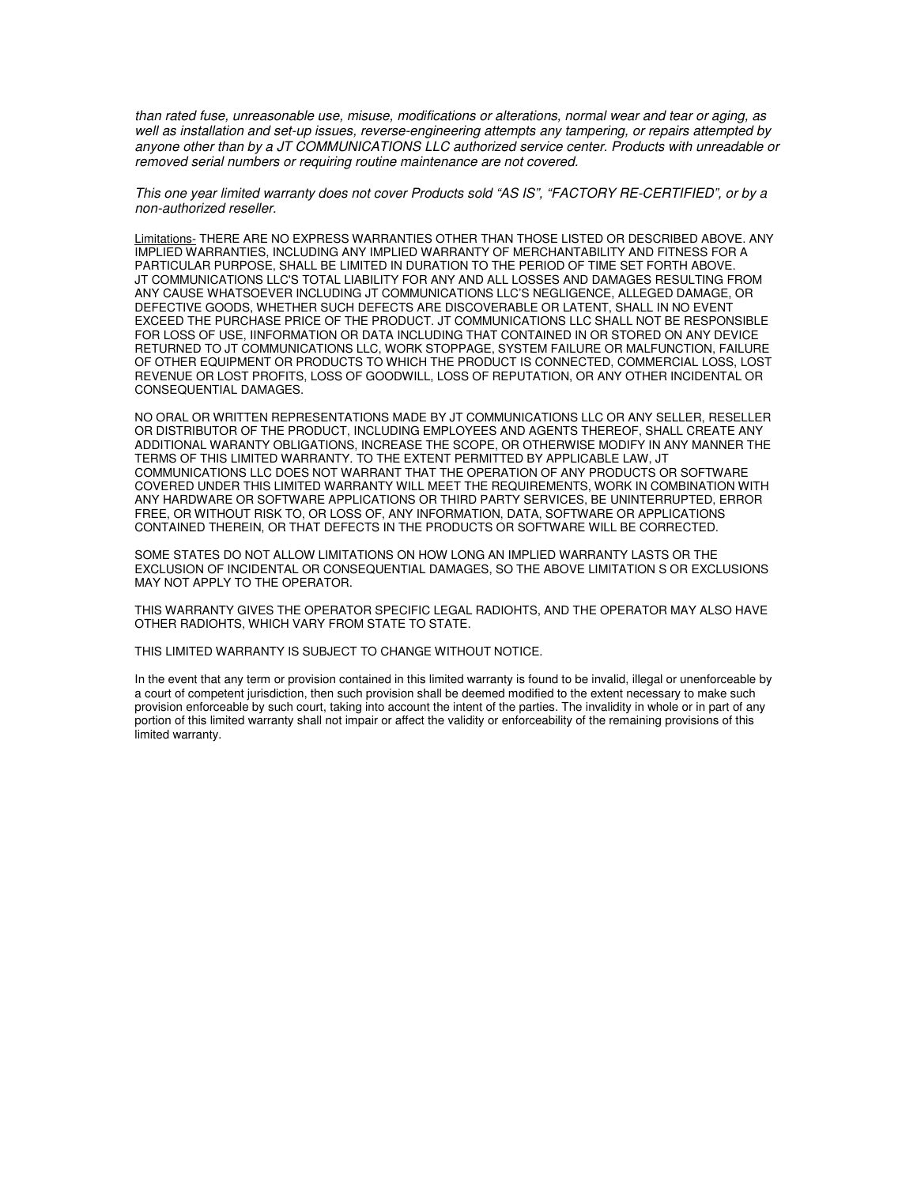*than rated fuse, unreasonable use, misuse, modifications or alterations, normal wear and tear or aging, as well as installation and set-up issues, reverse-engineering attempts any tampering, or repairs attempted by anyone other than by a JT COMMUNICATIONS LLC authorized service center. Products with unreadable or removed serial numbers or requiring routine maintenance are not covered.*

*This one year limited warranty does not cover Products sold "AS IS", "FACTORY RE-CERTIFIED", or by a non-authorized reseller.*

Limitations- THERE ARE NO EXPRESS WARRANTIES OTHER THAN THOSE LISTED OR DESCRIBED ABOVE. ANY IMPLIED WARRANTIES, INCLUDING ANY IMPLIED WARRANTY OF MERCHANTABILITY AND FITNESS FOR A PARTICULAR PURPOSE, SHALL BE LIMITED IN DURATION TO THE PERIOD OF TIME SET FORTH ABOVE. JT COMMUNICATIONS LLC'S TOTAL LIABILITY FOR ANY AND ALL LOSSES AND DAMAGES RESULTING FROM ANY CAUSE WHATSOEVER INCLUDING JT COMMUNICATIONS LLC'S NEGLIGENCE, ALLEGED DAMAGE, OR DEFECTIVE GOODS, WHETHER SUCH DEFECTS ARE DISCOVERABLE OR LATENT, SHALL IN NO EVENT EXCEED THE PURCHASE PRICE OF THE PRODUCT. JT COMMUNICATIONS LLC SHALL NOT BE RESPONSIBLE FOR LOSS OF USE, IINFORMATION OR DATA INCLUDING THAT CONTAINED IN OR STORED ON ANY DEVICE RETURNED TO JT COMMUNICATIONS LLC, WORK STOPPAGE, SYSTEM FAILURE OR MALFUNCTION, FAILURE OF OTHER EQUIPMENT OR PRODUCTS TO WHICH THE PRODUCT IS CONNECTED, COMMERCIAL LOSS, LOST REVENUE OR LOST PROFITS, LOSS OF GOODWILL, LOSS OF REPUTATION, OR ANY OTHER INCIDENTAL OR CONSEQUENTIAL DAMAGES.

NO ORAL OR WRITTEN REPRESENTATIONS MADE BY JT COMMUNICATIONS LLC OR ANY SELLER, RESELLER OR DISTRIBUTOR OF THE PRODUCT, INCLUDING EMPLOYEES AND AGENTS THEREOF, SHALL CREATE ANY ADDITIONAL WARRANTY OBLIGATIONS, INCREASE THE SCOPE, OR OTHERWISE MODIFY IN ANY MANNER THE TERMS OF THIS LIMITED WARRANTY. TO THE EXTENT PERMITTED BY APPLICABLE LAW, JT COMMUNICATIONS LLC DOES NOT WARRANT THAT THE OPERATION OF ANY PRODUCTS OR SOFTWARE COVERED UNDER THIS LIMITED WARRANTY WILL MEET THE REQUIREMENTS, WORK IN COMBINATION WITH ANY HARDWARE OR SOFTWARE APPLICATIONS OR THIRD PARTY SERVICES, BE UNINTERRUPTED, ERROR FREE, OR WITHOUT RISK TO, OR LOSS OF, ANY INFORMATION, DATA, SOFTWARE OR APPLICATIONS CONTAINED THEREIN, OR THAT DEFECTS IN THE PRODUCTS OR SOFTWARE WILL BE CORRECTED.

SOME STATES DO NOT ALLOW LIMITATIONS ON HOW LONG AN IMPLIED WARRANTY LASTS OR THE EXCLUSION OF INCIDENTAL OR CONSEQUENTIAL DAMAGES, SO THE ABOVE LIMITATION S OR EXCLUSIONS MAY NOT APPLY TO THE OPERATOR.

THIS WARRANTY GIVES THE OPERATOR SPECIFIC LEGAL RADIOHTS, AND THE OPERATOR MAY ALSO HAVE OTHER RADIOHTS, WHICH VARY FROM STATE TO STATE.

THIS LIMITED WARRANTY IS SUBJECT TO CHANGE WITHOUT NOTICE.

In the event that any term or provision contained in this limited warranty is found to be invalid, illegal or unenforceable by a court of competent jurisdiction, then such provision shall be deemed modified to the extent necessary to make such provision enforceable by such court, taking into account the intent of the parties. The invalidity in whole or in part of any portion of this limited warranty shall not impair or affect the validity or enforceability of the remaining provisions of this limited warranty.